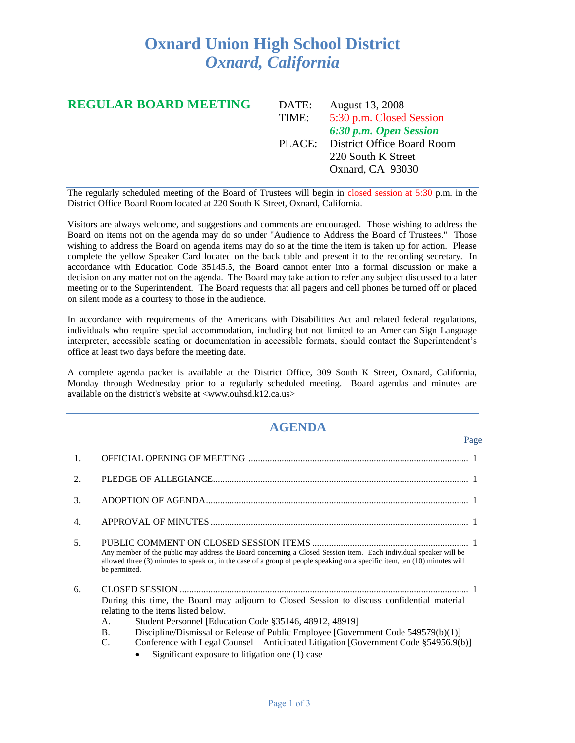# Oxnard Union High School District
## *Oxnard, California*

---

## REGULAR BOARD MEETING

DATE: August 13, 2008
TIME: 5:30 p.m. Closed Session
***6:30 p.m. Open Session***
PLACE: District Office Board Room
220 South K Street
Oxnard, CA 93030

---

The regularly scheduled meeting of the Board of Trustees will begin in closed session at 5:30 p.m. in the District Office Board Room located at 220 South K Street, Oxnard, California.

Visitors are always welcome, and suggestions and comments are encouraged. Those wishing to address the Board on items not on the agenda may do so under "Audience to Address the Board of Trustees." Those wishing to address the Board on agenda items may do so at the time the item is taken up for action. Please complete the yellow Speaker Card located on the back table and present it to the recording secretary. In accordance with Education Code 35145.5, the Board cannot enter into a formal discussion or make a decision on any matter not on the agenda. The Board may take action to refer any subject discussed to a later meeting or to the Superintendent. The Board requests that all pagers and cell phones be turned off or placed on silent mode as a courtesy to those in the audience.

In accordance with requirements of the Americans with Disabilities Act and related federal regulations, individuals who require special accommodation, including but not limited to an American Sign Language interpreter, accessible seating or documentation in accessible formats, should contact the Superintendent's office at least two days before the meeting date.

A complete agenda packet is available at the District Office, 309 South K Street, Oxnard, California, Monday through Wednesday prior to a regularly scheduled meeting. Board agendas and minutes are available on the district's website at <www.ouhsd.k12.ca.us>

---

## AGENDA

Page

1. OFFICIAL OPENING OF MEETING ............ 1

2. PLEDGE OF ALLEGIANCE ............ 1

3. ADOPTION OF AGENDA ............ 1

4. APPROVAL OF MINUTES ............ 1

5. PUBLIC COMMENT ON CLOSED SESSION ITEMS ............ 1
   Any member of the public may address the Board concerning a Closed Session item. Each individual speaker will be allowed three (3) minutes to speak or, in the case of a group of people speaking on a specific item, ten (10) minutes will be permitted.

6. CLOSED SESSION ............ 1
   During this time, the Board may adjourn to Closed Session to discuss confidential material relating to the items listed below.
   A. Student Personnel [Education Code §35146, 48912, 48919]
   B. Discipline/Dismissal or Release of Public Employee [Government Code 549579(b)(1)]
   C. Conference with Legal Counsel – Anticipated Litigation [Government Code §54956.9(b)]
      - Significant exposure to litigation one (1) case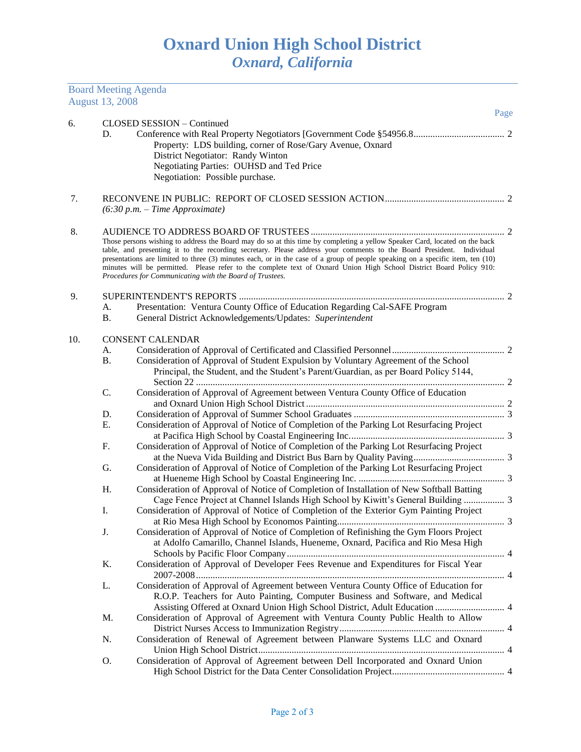# Oxnard Union High School District
## *Oxnard, California*

Board Meeting Agenda
August 13, 2008

Page

6. CLOSED SESSION – Continued
   - D. Conference with Real Property Negotiators [Government Code §54956.8 .................................... 2
     Property: LDS building, corner of Rose/Gary Avenue, Oxnard
     District Negotiator: Randy Winton
     Negotiating Parties: OUHSD and Ted Price
     Negotiation: Possible purchase.

7. RECONVENE IN PUBLIC: REPORT OF CLOSED SESSION ACTION ................................................ 2
   *(6:30 p.m. – Time Approximate)*

8. AUDIENCE TO ADDRESS BOARD OF TRUSTEES ............................................................................... 2
   Those persons wishing to address the Board may do so at this time by completing a yellow Speaker Card, located on the back table, and presenting it to the recording secretary. Please address your comments to the Board President. Individual presentations are limited to three (3) minutes each, or in the case of a group of people speaking on a specific item, ten (10) minutes will be permitted. Please refer to the complete text of Oxnard Union High School District Board Policy 910: *Procedures for Communicating with the Board of Trustees.*

9. SUPERINTENDENT'S REPORTS ............................................................................................................... 2
   - A. Presentation: Ventura County Office of Education Regarding Cal-SAFE Program
   - B. General District Acknowledgements/Updates: *Superintendent*

10. CONSENT CALENDAR
    - A. Consideration of Approval of Certificated and Classified Personnel .............................................. 2
    - B. Consideration of Approval of Student Expulsion by Voluntary Agreement of the School Principal, the Student, and the Student's Parent/Guardian, as per Board Policy 5144, Section 22 ............................................................................................................................... 2
    - C. Consideration of Approval of Agreement between Ventura County Office of Education and Oxnard Union High School District .................................................................................. 2
    - D. Consideration of Approval of Summer School Graduates ............................................................... 3
    - E. Consideration of Approval of Notice of Completion of the Parking Lot Resurfacing Project at Pacifica High School by Coastal Engineering Inc. ............................................................... 3
    - F. Consideration of Approval of Notice of Completion of the Parking Lot Resurfacing Project at the Nueva Vida Building and District Bus Barn by Quality Paving ..................................... 3
    - G. Consideration of Approval of Notice of Completion of the Parking Lot Resurfacing Project at Hueneme High School by Coastal Engineering Inc. ............................................................ 3
    - H. Consideration of Approval of Notice of Completion of Installation of New Softball Batting Cage Fence Project at Channel Islands High School by Kiwitt's General Building ................. 3
    - I. Consideration of Approval of Notice of Completion of the Exterior Gym Painting Project at Rio Mesa High School by Economos Painting ..................................................................... 3
    - J. Consideration of Approval of Notice of Completion of Refinishing the Gym Floors Project at Adolfo Camarillo, Channel Islands, Hueneme, Oxnard, Pacifica and Rio Mesa High Schools by Pacific Floor Company .......................................................................................... 4
    - K. Consideration of Approval of Developer Fees Revenue and Expenditures for Fiscal Year 2007-2008 ............................................................................................................................... 4
    - L. Consideration of Approval of Agreement between Ventura County Office of Education for R.O.P. Teachers for Auto Painting, Computer Business and Software, and Medical Assisting Offered at Oxnard Union High School District, Adult Education ............................ 4
    - M. Consideration of Approval of Agreement with Ventura County Public Health to Allow District Nurses Access to Immunization Registry .................................................................... 4
    - N. Consideration of Renewal of Agreement between Planware Systems LLC and Oxnard Union High School District ...................................................................................................... 4
    - O. Consideration of Approval of Agreement between Dell Incorporated and Oxnard Union High School District for the Data Center Consolidation Project ............................................... 4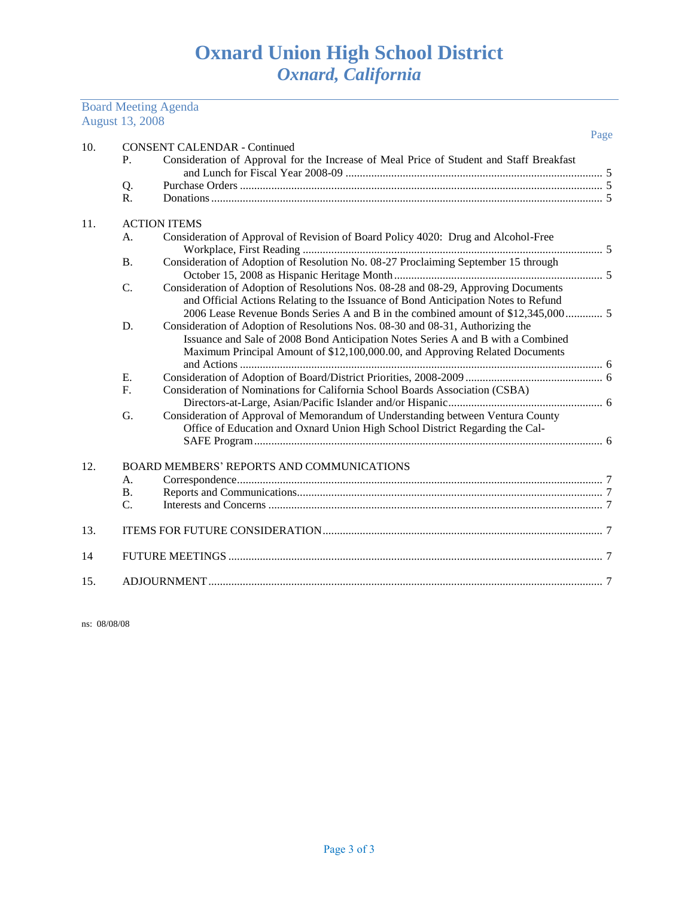# Oxnard Union High School District
## *Oxnard, California*

Board Meeting Agenda
August 13, 2008

| | | | Page |
|---|---|---|---|
| 10. | CONSENT CALENDAR - Continued | | |
| | P. | Consideration of Approval for the Increase of Meal Price of Student and Staff Breakfast and Lunch for Fiscal Year 2008-09 | 5 |
| | Q. | Purchase Orders | 5 |
| | R. | Donations | 5 |
| 11. | ACTION ITEMS | | |
| | A. | Consideration of Approval of Revision of Board Policy 4020: Drug and Alcohol-Free Workplace, First Reading | 5 |
| | B. | Consideration of Adoption of Resolution No. 08-27 Proclaiming September 15 through October 15, 2008 as Hispanic Heritage Month | 5 |
| | C. | Consideration of Adoption of Resolutions Nos. 08-28 and 08-29, Approving Documents and Official Actions Relating to the Issuance of Bond Anticipation Notes to Refund 2006 Lease Revenue Bonds Series A and B in the combined amount of $12,345,000 | 5 |
| | D. | Consideration of Adoption of Resolutions Nos. 08-30 and 08-31, Authorizing the Issuance and Sale of 2008 Bond Anticipation Notes Series A and B with a Combined Maximum Principal Amount of $12,100,000.00, and Approving Related Documents and Actions | 6 |
| | E. | Consideration of Adoption of Board/District Priorities, 2008-2009 | 6 |
| | F. | Consideration of Nominations for California School Boards Association (CSBA) Directors-at-Large, Asian/Pacific Islander and/or Hispanic | 6 |
| | G. | Consideration of Approval of Memorandum of Understanding between Ventura County Office of Education and Oxnard Union High School District Regarding the Cal-SAFE Program | 6 |
| 12. | BOARD MEMBERS' REPORTS AND COMMUNICATIONS | | |
| | A. | Correspondence | 7 |
| | B. | Reports and Communications | 7 |
| | C. | Interests and Concerns | 7 |
| 13. | ITEMS FOR FUTURE CONSIDERATION | | 7 |
| 14 | FUTURE MEETINGS | | 7 |
| 15. | ADJOURNMENT | | 7 |

ns: 08/08/08